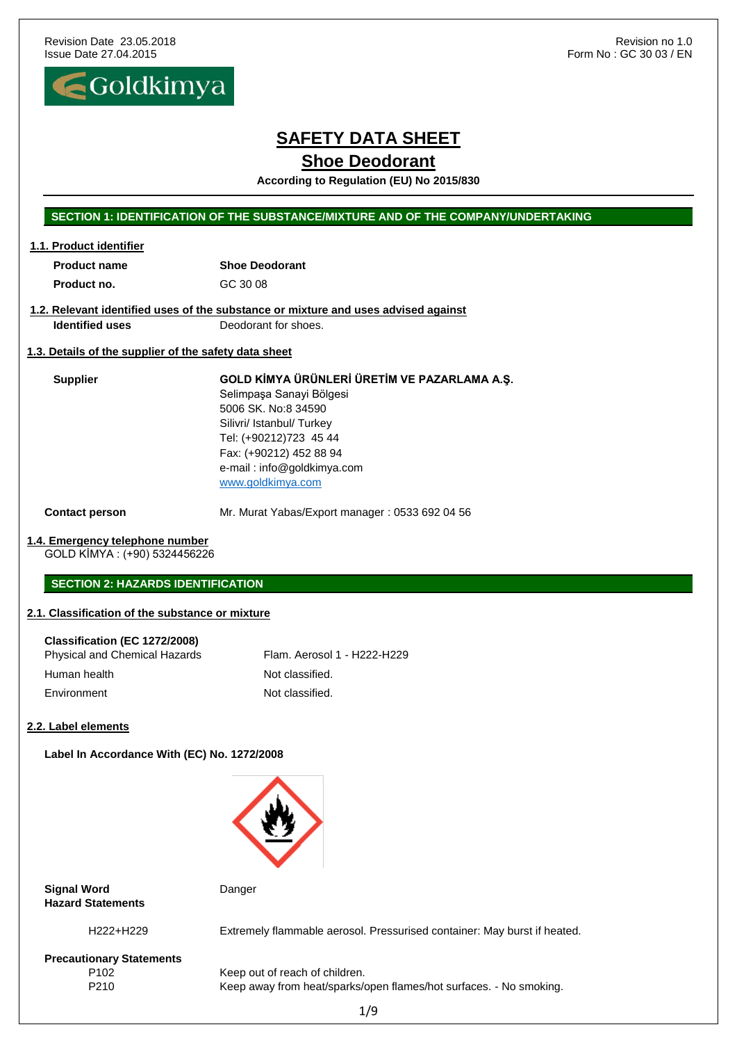Revision Date 23.05.2018
Issue Date 27.04.2015

Revision no 1.0
Form No : GC 30 03 / EN

Goldkimya

# SAFETY DATA SHEET

## Shoe Deodorant

**According to Regulation (EU) No 2015/830**

## SECTION 1: IDENTIFICATION OF THE SUBSTANCE/MIXTURE AND OF THE COMPANY/UNDERTAKING

### 1.1. Product identifier

| | |
|---|---|
| **Product name** | **Shoe Deodorant** |
| **Product no.** | GC 30 08 |

### 1.2. Relevant identified uses of the substance or mixture and uses advised against

| | |
|---|---|
| **Identified uses** | Deodorant for shoes. |

### 1.3. Details of the supplier of the safety data sheet

**Supplier**

**GOLD KİMYA ÜRÜNLERİ ÜRETİM VE PAZARLAMA A.Ş.**
Selimpaşa Sanayi Bölgesi
5006 SK. No:8 34590
Silivri/ Istanbul/ Turkey
Tel: (+90212)723 45 44
Fax: (+90212) 452 88 94
e-mail : info@goldkimya.com
www.goldkimya.com

**Contact person** Mr. Murat Yabas/Export manager : 0533 692 04 56

### 1.4. Emergency telephone number

GOLD KİMYA : (+90) 5324456226

## SECTION 2: HAZARDS IDENTIFICATION

### 2.1. Classification of the substance or mixture

**Classification (EC 1272/2008)**

| | |
|---|---|
| Physical and Chemical Hazards | Flam. Aerosol 1 - H222-H229 |
| Human health | Not classified. |
| Environment | Not classified. |

### 2.2. Label elements

**Label In Accordance With (EC) No. 1272/2008**

**Signal Word** Danger

**Hazard Statements**

| | |
|---|---|
| H222+H229 | Extremely flammable aerosol. Pressurised container: May burst if heated. |

**Precautionary Statements**

| | |
|---|---|
| P102 | Keep out of reach of children. |
| P210 | Keep away from heat/sparks/open flames/hot surfaces. - No smoking. |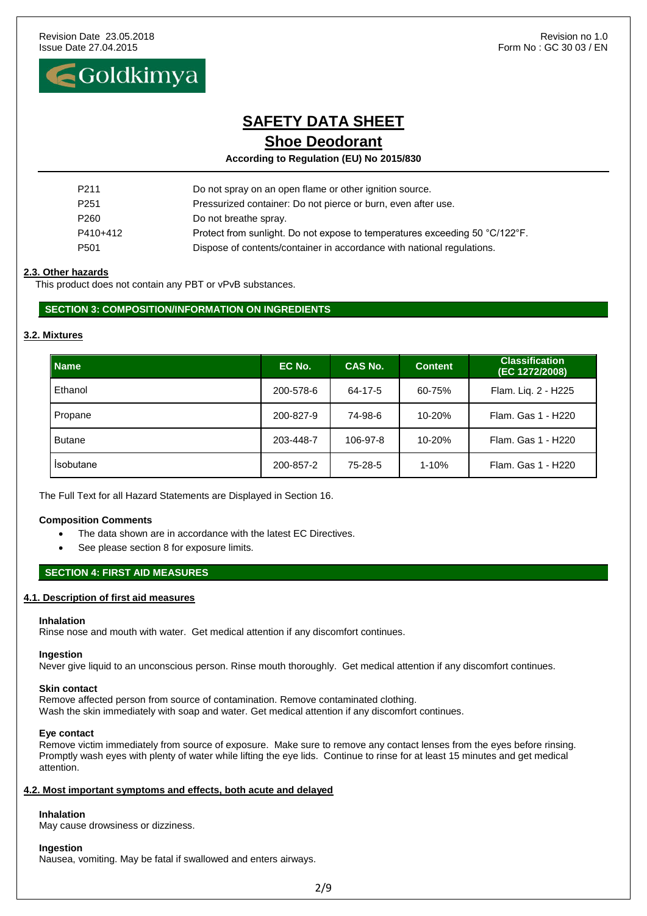| | |
|---|---|
| P211 | Do not spray on an open flame or other ignition source. |
| P251 | Pressurized container: Do not pierce or burn, even after use. |
| P260 | Do not breathe spray. |
| P410+412 | Protect from sunlight. Do not expose to temperatures exceeding 50 °C/122°F. |
| P501 | Dispose of contents/container in accordance with national regulations. |

### 2.3. Other hazards

This product does not contain any PBT or vPvB substances.

## SECTION 3: COMPOSITION/INFORMATION ON INGREDIENTS

### 3.2. Mixtures

| Name | EC No. | CAS No. | Content | Classification (EC 1272/2008) |
|---|---|---|---|---|
| Ethanol | 200-578-6 | 64-17-5 | 60-75% | Flam. Liq. 2 - H225 |
| Propane | 200-827-9 | 74-98-6 | 10-20% | Flam. Gas 1 - H220 |
| Butane | 203-448-7 | 106-97-8 | 10-20% | Flam. Gas 1 - H220 |
| İsobutane | 200-857-2 | 75-28-5 | 1-10% | Flam. Gas 1 - H220 |

The Full Text for all Hazard Statements are Displayed in Section 16.

**Composition Comments**

- The data shown are in accordance with the latest EC Directives.
- See please section 8 for exposure limits.

## SECTION 4: FIRST AID MEASURES

### 4.1. Description of first aid measures

**Inhalation**
Rinse nose and mouth with water. Get medical attention if any discomfort continues.

**Ingestion**
Never give liquid to an unconscious person. Rinse mouth thoroughly. Get medical attention if any discomfort continues.

**Skin contact**
Remove affected person from source of contamination. Remove contaminated clothing.
Wash the skin immediately with soap and water. Get medical attention if any discomfort continues.

**Eye contact**
Remove victim immediately from source of exposure. Make sure to remove any contact lenses from the eyes before rinsing. Promptly wash eyes with plenty of water while lifting the eye lids. Continue to rinse for at least 15 minutes and get medical attention.

### 4.2. Most important symptoms and effects, both acute and delayed

**Inhalation**
May cause drowsiness or dizziness.

**Ingestion**
Nausea, vomiting. May be fatal if swallowed and enters airways.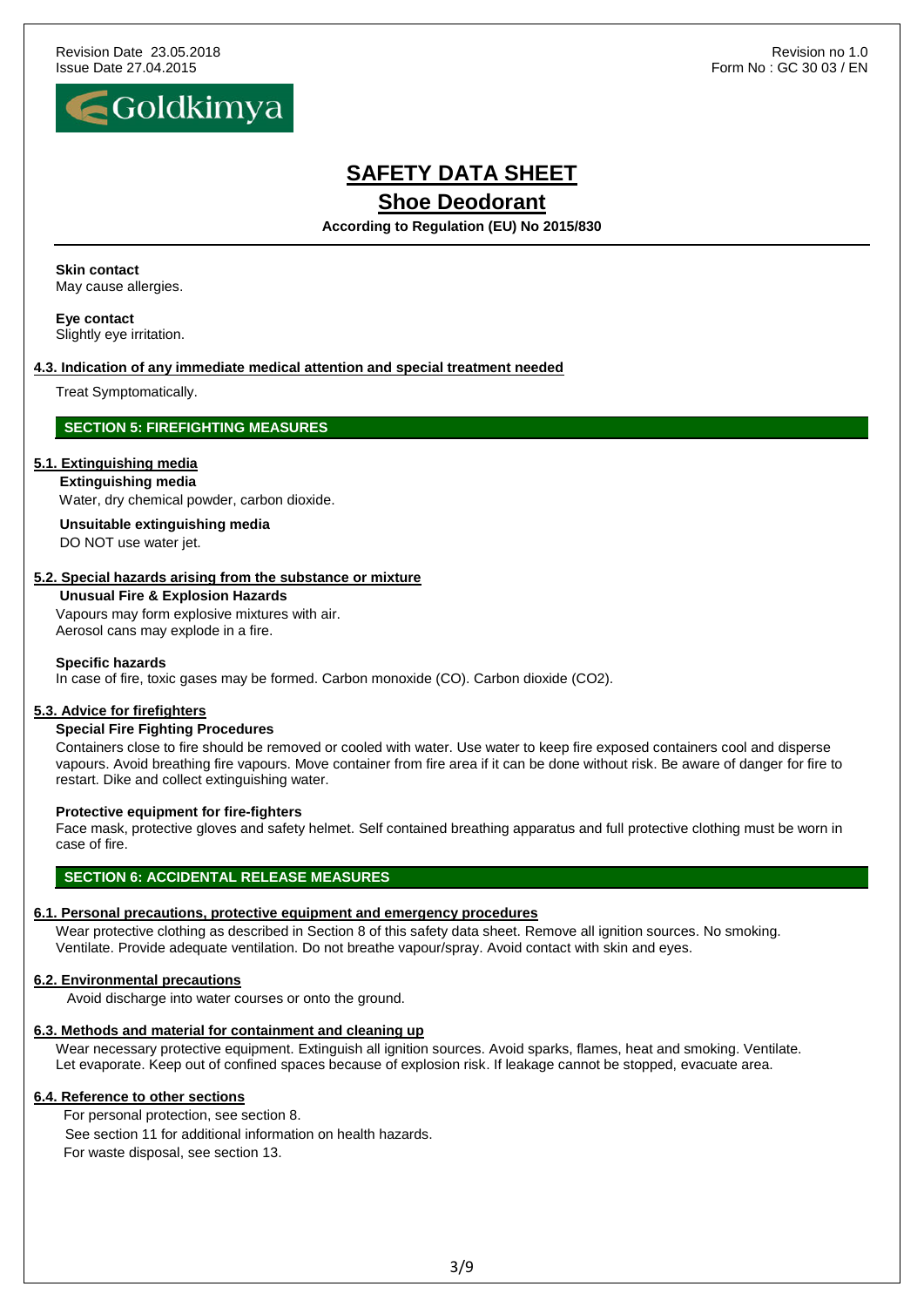**Skin contact**
May cause allergies.

**Eye contact**
Slightly eye irritation.

### 4.3. Indication of any immediate medical attention and special treatment needed

Treat Symptomatically.

## SECTION 5: FIREFIGHTING MEASURES

### 5.1. Extinguishing media

**Extinguishing media**
Water, dry chemical powder, carbon dioxide.

**Unsuitable extinguishing media**
DO NOT use water jet.

### 5.2. Special hazards arising from the substance or mixture

**Unusual Fire & Explosion Hazards**
Vapours may form explosive mixtures with air.
Aerosol cans may explode in a fire.

**Specific hazards**
In case of fire, toxic gases may be formed. Carbon monoxide (CO). Carbon dioxide ($CO_2$).

### 5.3. Advice for firefighters

**Special Fire Fighting Procedures**
Containers close to fire should be removed or cooled with water. Use water to keep fire exposed containers cool and disperse vapours. Avoid breathing fire vapours. Move container from fire area if it can be done without risk. Be aware of danger for fire to restart. Dike and collect extinguishing water.

**Protective equipment for fire-fighters**
Face mask, protective gloves and safety helmet. Self contained breathing apparatus and full protective clothing must be worn in case of fire.

## SECTION 6: ACCIDENTAL RELEASE MEASURES

### 6.1. Personal precautions, protective equipment and emergency procedures

Wear protective clothing as described in Section 8 of this safety data sheet. Remove all ignition sources. No smoking. Ventilate. Provide adequate ventilation. Do not breathe vapour/spray. Avoid contact with skin and eyes.

### 6.2. Environmental precautions

Avoid discharge into water courses or onto the ground.

### 6.3. Methods and material for containment and cleaning up

Wear necessary protective equipment. Extinguish all ignition sources. Avoid sparks, flames, heat and smoking. Ventilate. Let evaporate. Keep out of confined spaces because of explosion risk. If leakage cannot be stopped, evacuate area.

### 6.4. Reference to other sections

For personal protection, see section 8.
See section 11 for additional information on health hazards.
For waste disposal, see section 13.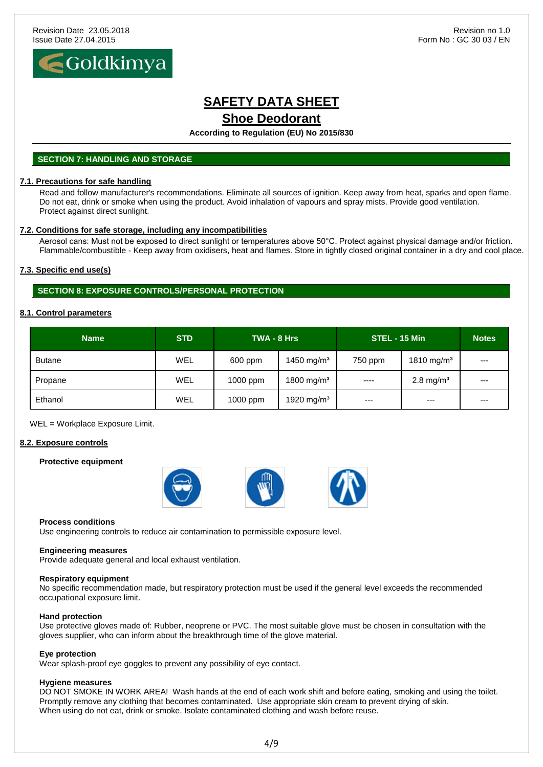Revision Date 23.05.2018
Issue Date 27.04.2015

Revision no 1.0
Form No : GC 30 03 / EN

# SAFETY DATA SHEET

## Shoe Deodorant

**According to Regulation (EU) No 2015/830**

## SECTION 7: HANDLING AND STORAGE

### 7.1. Precautions for safe handling

Read and follow manufacturer's recommendations. Eliminate all sources of ignition. Keep away from heat, sparks and open flame. Do not eat, drink or smoke when using the product. Avoid inhalation of vapours and spray mists. Provide good ventilation. Protect against direct sunlight.

### 7.2. Conditions for safe storage, including any incompatibilities

Aerosol cans: Must not be exposed to direct sunlight or temperatures above 50°C. Protect against physical damage and/or friction. Flammable/combustible - Keep away from oxidisers, heat and flames. Store in tightly closed original container in a dry and cool place.

### 7.3. Specific end use(s)

## SECTION 8: EXPOSURE CONTROLS/PERSONAL PROTECTION

### 8.1. Control parameters

| Name | STD | TWA - 8 Hrs | | STEL - 15 Min | | Notes |
|---|---|---|---|---|---|---|
| Butane | WEL | 600 ppm | 1450 mg/m³ | 750 ppm | 1810 mg/m³ | --- |
| Propane | WEL | 1000 ppm | 1800 mg/m³ | ---- | 2.8 mg/m³ | --- |
| Ethanol | WEL | 1000 ppm | 1920 mg/m³ | --- | --- | --- |

WEL = Workplace Exposure Limit.

### 8.2. Exposure controls

**Protective equipment**

**Process conditions**
Use engineering controls to reduce air contamination to permissible exposure level.

**Engineering measures**
Provide adequate general and local exhaust ventilation.

**Respiratory equipment**
No specific recommendation made, but respiratory protection must be used if the general level exceeds the recommended occupational exposure limit.

**Hand protection**
Use protective gloves made of: Rubber, neoprene or PVC. The most suitable glove must be chosen in consultation with the gloves supplier, who can inform about the breakthrough time of the glove material.

**Eye protection**
Wear splash-proof eye goggles to prevent any possibility of eye contact.

**Hygiene measures**
DO NOT SMOKE IN WORK AREA! Wash hands at the end of each work shift and before eating, smoking and using the toilet. Promptly remove any clothing that becomes contaminated. Use appropriate skin cream to prevent drying of skin. When using do not eat, drink or smoke. Isolate contaminated clothing and wash before reuse.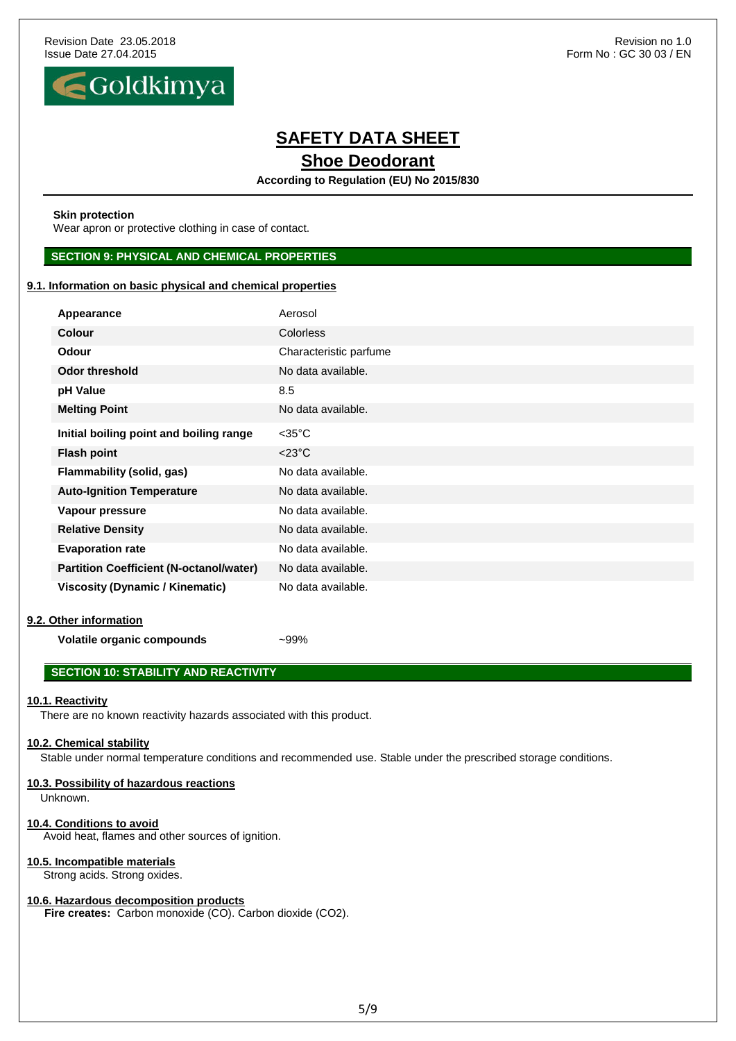**Skin protection**
Wear apron or protective clothing in case of contact.

## SECTION 9: PHYSICAL AND CHEMICAL PROPERTIES

### 9.1. Information on basic physical and chemical properties

| | |
|---|---|
| **Appearance** | Aerosol |
| **Colour** | Colorless |
| **Odour** | Characteristic parfume |
| **Odor threshold** | No data available. |
| **pH Value** | 8.5 |
| **Melting Point** | No data available. |
| **Initial boiling point and boiling range** | <35°C |
| **Flash point** | <23°C |
| **Flammability (solid, gas)** | No data available. |
| **Auto-Ignition Temperature** | No data available. |
| **Vapour pressure** | No data available. |
| **Relative Density** | No data available. |
| **Evaporation rate** | No data available. |
| **Partition Coefficient (N-octanol/water)** | No data available. |
| **Viscosity (Dynamic / Kinematic)** | No data available. |

### 9.2. Other information

**Volatile organic compounds** ~99%

## SECTION 10: STABILITY AND REACTIVITY

### 10.1. Reactivity
There are no known reactivity hazards associated with this product.

### 10.2. Chemical stability
Stable under normal temperature conditions and recommended use. Stable under the prescribed storage conditions.

### 10.3. Possibility of hazardous reactions
Unknown.

### 10.4. Conditions to avoid
Avoid heat, flames and other sources of ignition.

### 10.5. Incompatible materials
Strong acids. Strong oxides.

### 10.6. Hazardous decomposition products
**Fire creates:** Carbon monoxide (CO). Carbon dioxide ($CO_2$).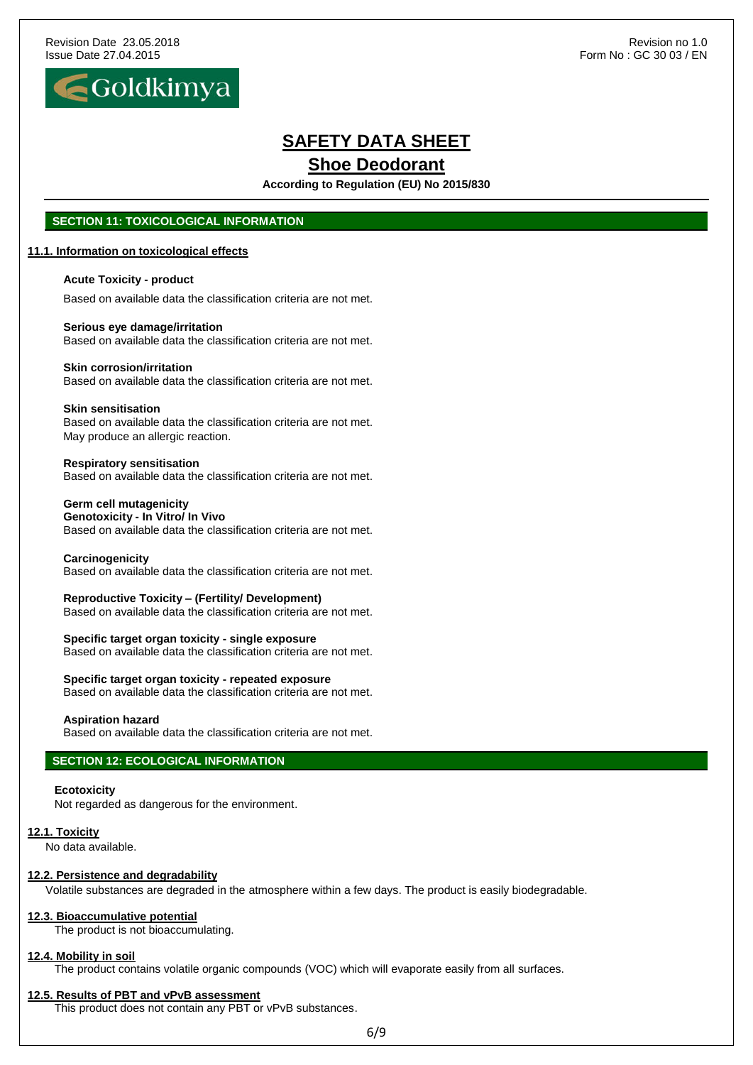## SECTION 11: TOXICOLOGICAL INFORMATION

### 11.1. Information on toxicological effects

**Acute Toxicity - product**

Based on available data the classification criteria are not met.

**Serious eye damage/irritation**
Based on available data the classification criteria are not met.

**Skin corrosion/irritation**
Based on available data the classification criteria are not met.

**Skin sensitisation**
Based on available data the classification criteria are not met.
May produce an allergic reaction.

**Respiratory sensitisation**
Based on available data the classification criteria are not met.

**Germ cell mutagenicity**
**Genotoxicity - In Vitro/ In Vivo**
Based on available data the classification criteria are not met.

**Carcinogenicity**
Based on available data the classification criteria are not met.

**Reproductive Toxicity – (Fertility/ Development)**
Based on available data the classification criteria are not met.

**Specific target organ toxicity - single exposure**
Based on available data the classification criteria are not met.

**Specific target organ toxicity - repeated exposure**
Based on available data the classification criteria are not met.

**Aspiration hazard**
Based on available data the classification criteria are not met.

## SECTION 12: ECOLOGICAL INFORMATION

**Ecotoxicity**
Not regarded as dangerous for the environment.

### 12.1. Toxicity
No data available.

### 12.2. Persistence and degradability
Volatile substances are degraded in the atmosphere within a few days. The product is easily biodegradable.

### 12.3. Bioaccumulative potential
The product is not bioaccumulating.

### 12.4. Mobility in soil
The product contains volatile organic compounds (VOC) which will evaporate easily from all surfaces.

### 12.5. Results of PBT and vPvB assessment
This product does not contain any PBT or vPvB substances.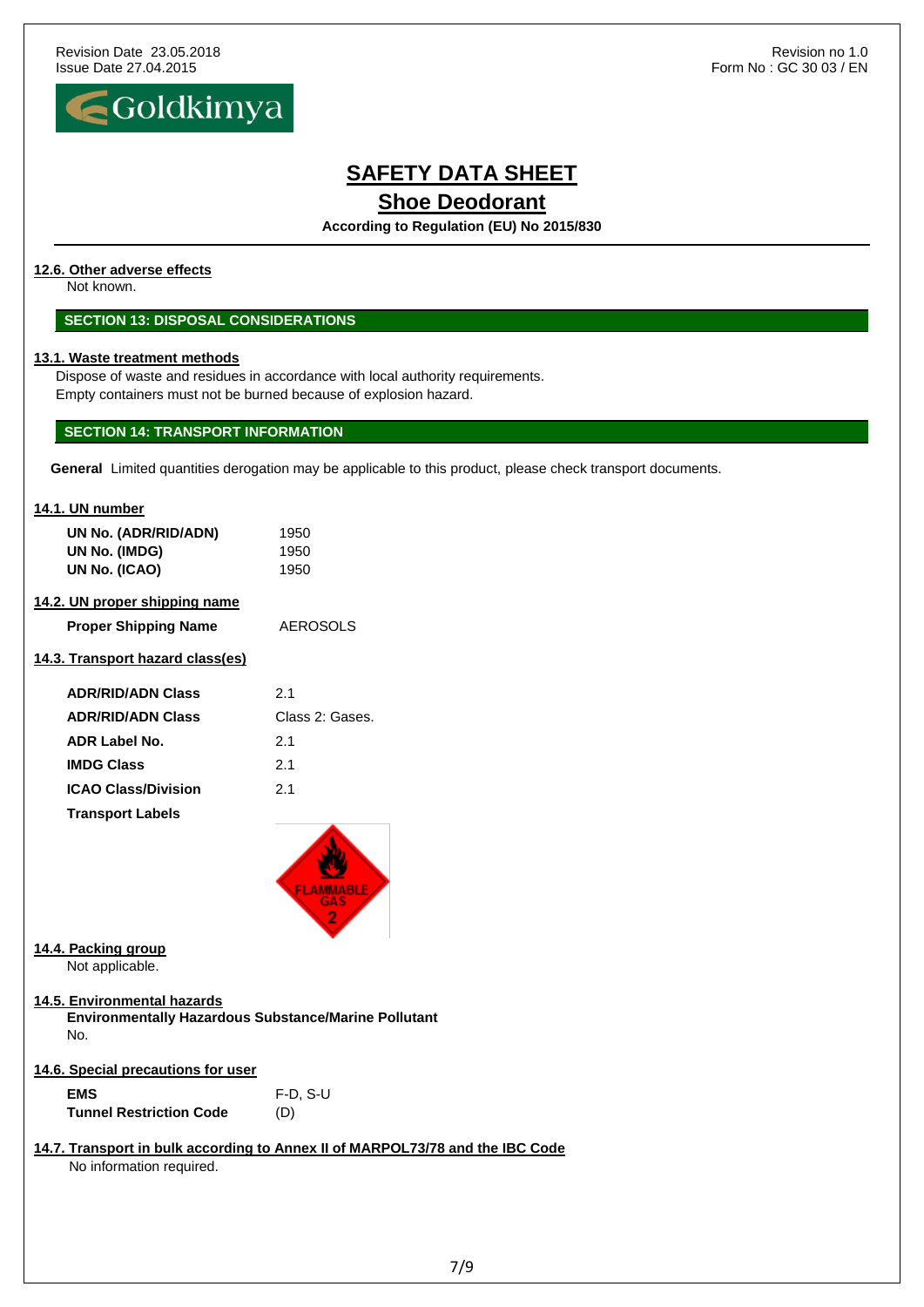#### 12.6. Other adverse effects

Not known.

## SECTION 13: DISPOSAL CONSIDERATIONS

#### 13.1. Waste treatment methods

Dispose of waste and residues in accordance with local authority requirements.
Empty containers must not be burned because of explosion hazard.

## SECTION 14: TRANSPORT INFORMATION

**General** Limited quantities derogation may be applicable to this product, please check transport documents.

#### 14.1. UN number

| | |
|---|---|
| **UN No. (ADR/RID/ADN)** | 1950 |
| **UN No. (IMDG)** | 1950 |
| **UN No. (ICAO)** | 1950 |

#### 14.2. UN proper shipping name

| | |
|---|---|
| **Proper Shipping Name** | AEROSOLS |

#### 14.3. Transport hazard class(es)

| | |
|---|---|
| **ADR/RID/ADN Class** | 2.1 |
| **ADR/RID/ADN Class** | Class 2: Gases. |
| **ADR Label No.** | 2.1 |
| **IMDG Class** | 2.1 |
| **ICAO Class/Division** | 2.1 |
| **Transport Labels** | |

#### 14.4. Packing group

Not applicable.

#### 14.5. Environmental hazards

**Environmentally Hazardous Substance/Marine Pollutant**
No.

#### 14.6. Special precautions for user

| | |
|---|---|
| **EMS** | F-D, S-U |
| **Tunnel Restriction Code** | (D) |

#### 14.7. Transport in bulk according to Annex II of MARPOL73/78 and the IBC Code

No information required.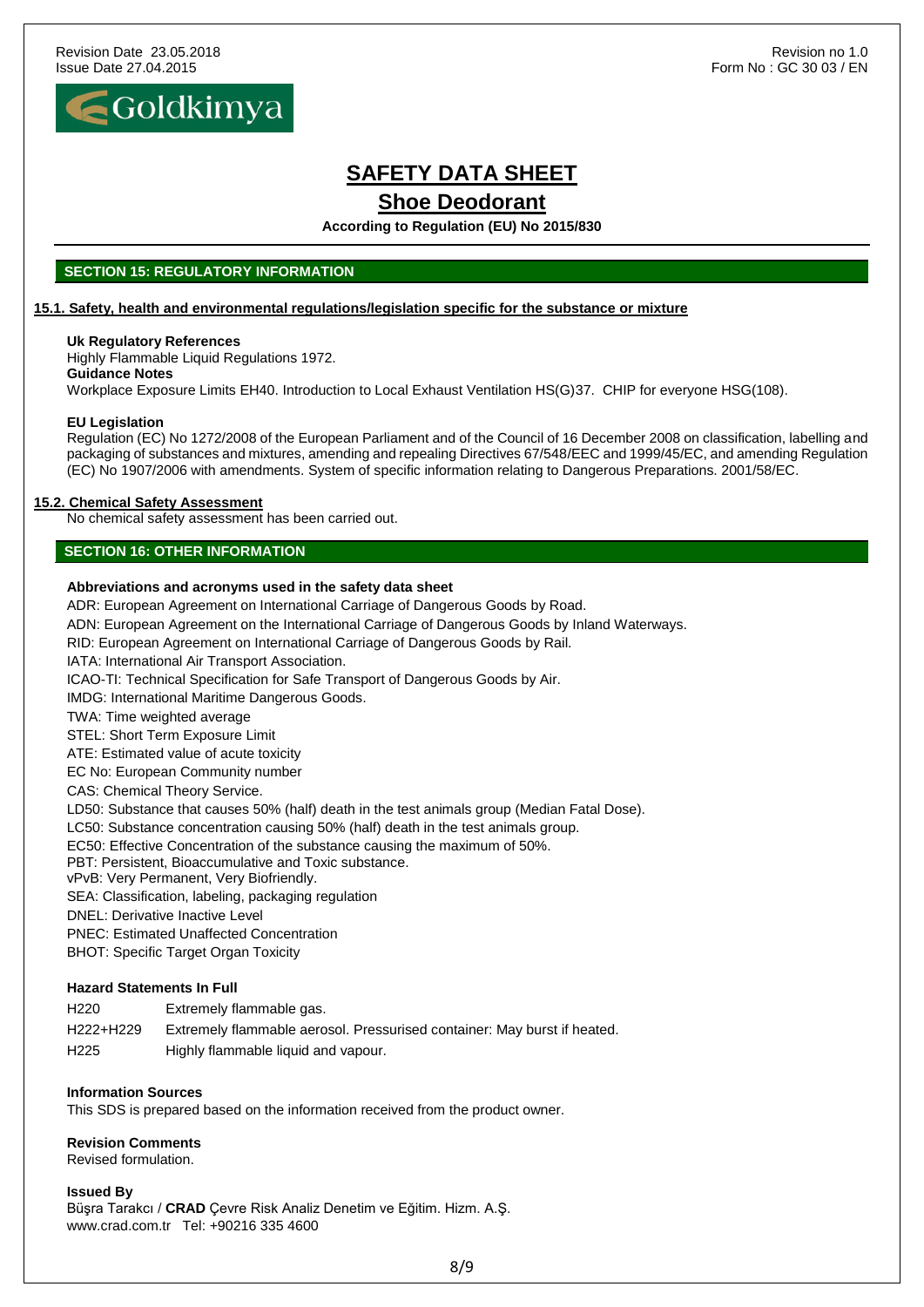# SAFETY DATA SHEET

## Shoe Deodorant

**According to Regulation (EU) No 2015/830**

## SECTION 15: REGULATORY INFORMATION

### 15.1. Safety, health and environmental regulations/legislation specific for the substance or mixture

**Uk Regulatory References**
Highly Flammable Liquid Regulations 1972.
**Guidance Notes**
Workplace Exposure Limits EH40. Introduction to Local Exhaust Ventilation HS(G)37. CHIP for everyone HSG(108).

**EU Legislation**
Regulation (EC) No 1272/2008 of the European Parliament and of the Council of 16 December 2008 on classification, labelling and packaging of substances and mixtures, amending and repealing Directives 67/548/EEC and 1999/45/EC, and amending Regulation (EC) No 1907/2006 with amendments. System of specific information relating to Dangerous Preparations. 2001/58/EC.

### 15.2. Chemical Safety Assessment

No chemical safety assessment has been carried out.

## SECTION 16: OTHER INFORMATION

**Abbreviations and acronyms used in the safety data sheet**

ADR: European Agreement on International Carriage of Dangerous Goods by Road.
ADN: European Agreement on the International Carriage of Dangerous Goods by Inland Waterways.
RID: European Agreement on International Carriage of Dangerous Goods by Rail.
IATA: International Air Transport Association.
ICAO-TI: Technical Specification for Safe Transport of Dangerous Goods by Air.
IMDG: International Maritime Dangerous Goods.
TWA: Time weighted average
STEL: Short Term Exposure Limit
ATE: Estimated value of acute toxicity
EC No: European Community number
CAS: Chemical Theory Service.
LD50: Substance that causes 50% (half) death in the test animals group (Median Fatal Dose).
LC50: Substance concentration causing 50% (half) death in the test animals group.
EC50: Effective Concentration of the substance causing the maximum of 50%.
PBT: Persistent, Bioaccumulative and Toxic substance.
vPvB: Very Permanent, Very Biofriendly.
SEA: Classification, labeling, packaging regulation
DNEL: Derivative Inactive Level
PNEC: Estimated Unaffected Concentration
BHOT: Specific Target Organ Toxicity

**Hazard Statements In Full**

| | |
|---|---|
| H220 | Extremely flammable gas. |
| H222+H229 | Extremely flammable aerosol. Pressurised container: May burst if heated. |
| H225 | Highly flammable liquid and vapour. |

**Information Sources**
This SDS is prepared based on the information received from the product owner.

**Revision Comments**
Revised formulation.

**Issued By**
Büşra Tarakcı / **CRAD** Çevre Risk Analiz Denetim ve Eğitim. Hizm. A.Ş.
www.crad.com.tr Tel: +90216 335 4600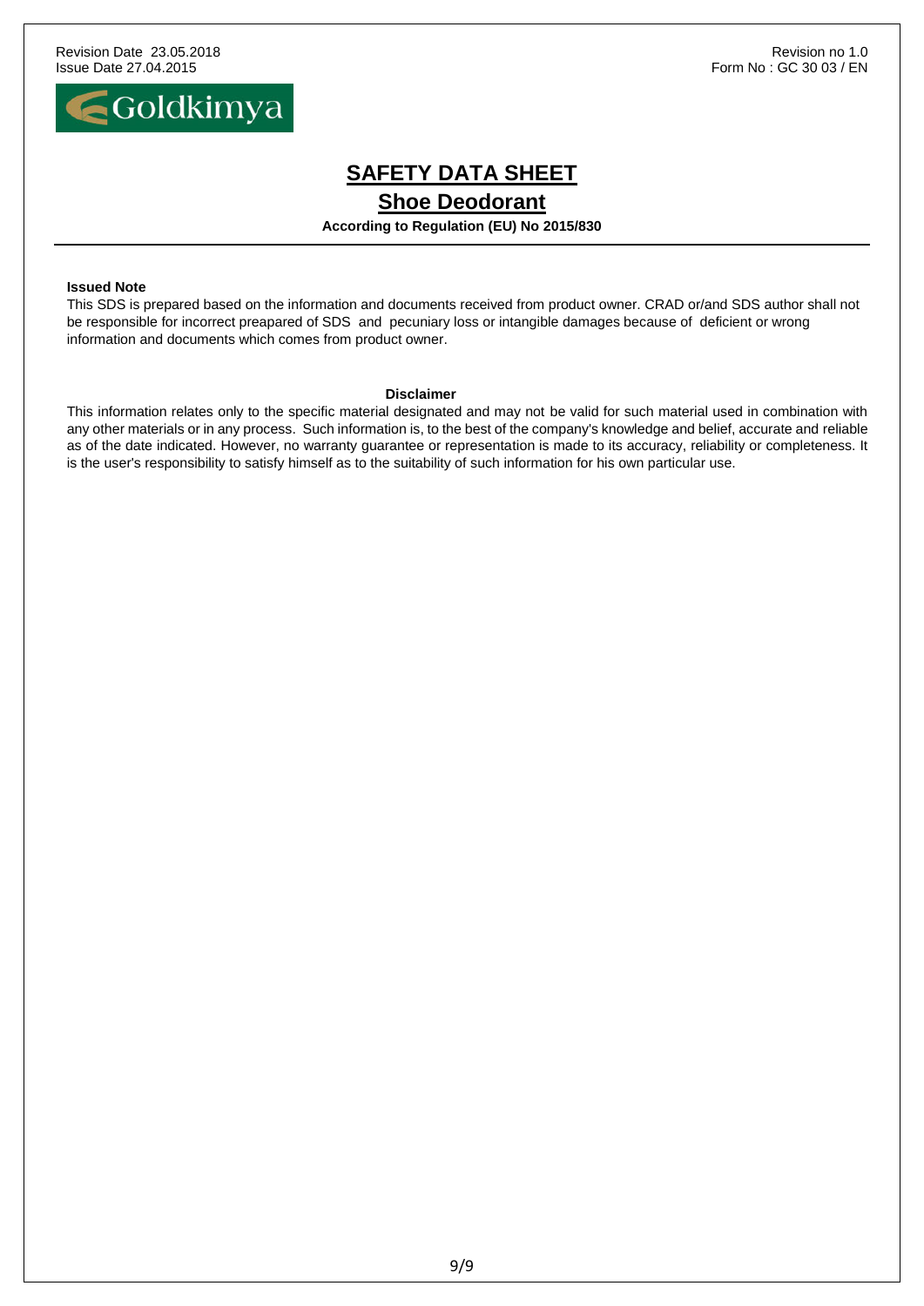# SAFETY DATA SHEET

## Shoe Deodorant

**According to Regulation (EU) No 2015/830**

**Issued Note**

This SDS is prepared based on the information and documents received from product owner. CRAD or/and SDS author shall not be responsible for incorrect preapared of SDS and pecuniary loss or intangible damages because of deficient or wrong information and documents which comes from product owner.

**Disclaimer**

This information relates only to the specific material designated and may not be valid for such material used in combination with any other materials or in any process. Such information is, to the best of the company's knowledge and belief, accurate and reliable as of the date indicated. However, no warranty guarantee or representation is made to its accuracy, reliability or completeness. It is the user's responsibility to satisfy himself as to the suitability of such information for his own particular use.